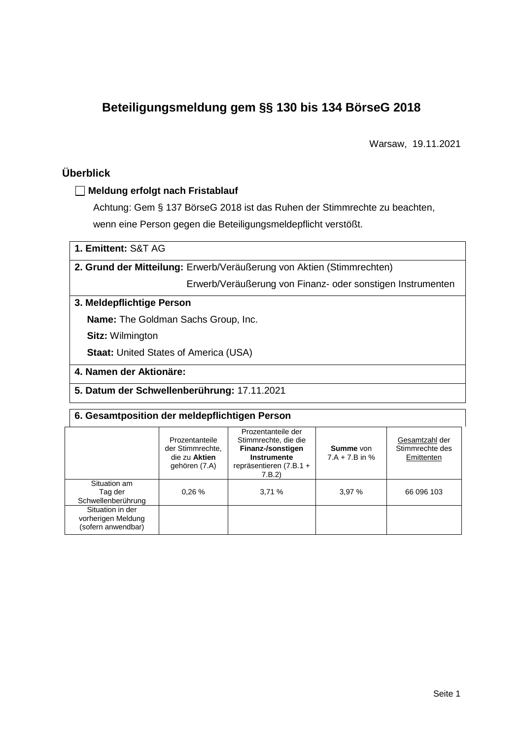# Beteiligungsmeldung gem §§ 130 bis 134 BörseG 2018

Warsaw, 19.11.2021

## Überblick

☐ **Meldung erfolgt nach Fristablauf**

Achtung: Gem § 137 BörseG 2018 ist das Ruhen der Stimmrechte zu beachten, wenn eine Person gegen die Beteiligungsmeldepflicht verstößt.

**1. Emittent:** S&T AG

**2. Grund der Mitteilung:** Erwerb/Veräußerung von Aktien (Stimmrechten)

Erwerb/Veräußerung von Finanz- oder sonstigen Instrumenten

**3. Meldepflichtige Person**

**Name:** The Goldman Sachs Group, Inc.

**Sitz:** Wilmington

**Staat:** United States of America (USA)

**4. Namen der Aktionäre:**

**5. Datum der Schwellenberührung:** 17.11.2021

**6. Gesamtposition der meldepflichtigen Person**

| | Prozentanteile der Stimmrechte, die zu **Aktien** gehören (7.A) | Prozentanteile der Stimmrechte, die die **Finanz-/sonstigen Instrumente** repräsentieren (7.B.1 + 7.B.2) | **Summe** von 7.A + 7.B in % | Gesamtzahl der Stimmrechte des Emittenten |
|---|---|---|---|---|
| Situation am Tag der Schwellenberührung | 0,26 % | 3,71 % | 3,97 % | 66 096 103 |
| Situation in der vorherigen Meldung (sofern anwendbar) | | | | |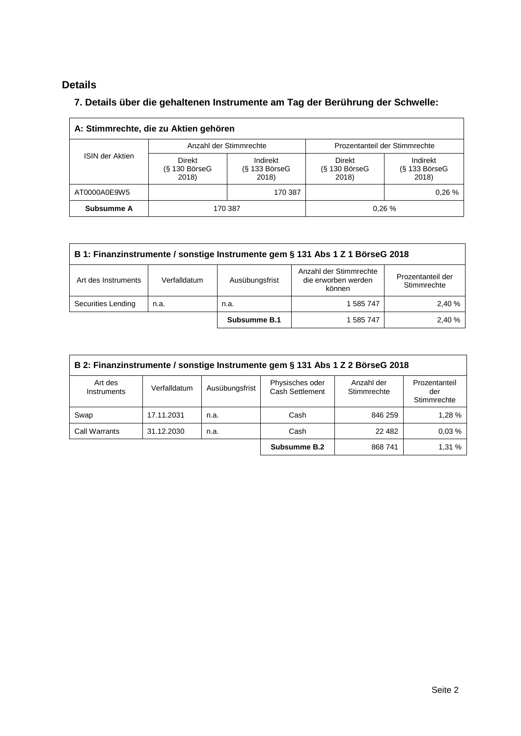## Details

### 7. Details über die gehaltenen Instrumente am Tag der Berührung der Schwelle:

| A: Stimmrechte, die zu Aktien gehören | | | | |
|---|---|---|---|---|
| ISIN der Aktien | Anzahl der Stimmrechte | | Prozentanteil der Stimmrechte | |
| | Direkt (§ 130 BörseG 2018) | Indirekt (§ 133 BörseG 2018) | Direkt (§ 130 BörseG 2018) | Indirekt (§ 133 BörseG 2018) |
| AT0000A0E9W5 | | 170 387 | | 0,26 % |
| **Subsumme A** | 170 387 | | 0,26 % | |

| B 1: Finanzinstrumente / sonstige Instrumente gem § 131 Abs 1 Z 1 BörseG 2018 | | | | |
|---|---|---|---|---|
| Art des Instruments | Verfalldatum | Ausübungsfrist | Anzahl der Stimmrechte die erworben werden können | Prozentanteil der Stimmrechte |
| Securities Lending | n.a. | n.a. | 1 585 747 | 2,40 % |
| | | **Subsumme B.1** | 1 585 747 | 2,40 % |

| B 2: Finanzinstrumente / sonstige Instrumente gem § 131 Abs 1 Z 2 BörseG 2018 | | | | | |
|---|---|---|---|---|---|
| Art des Instruments | Verfalldatum | Ausübungsfrist | Physisches oder Cash Settlement | Anzahl der Stimmrechte | Prozentanteil der Stimmrechte |
| Swap | 17.11.2031 | n.a. | Cash | 846 259 | 1,28 % |
| Call Warrants | 31.12.2030 | n.a. | Cash | 22 482 | 0,03 % |
| | | | **Subsumme B.2** | 868 741 | 1,31 % |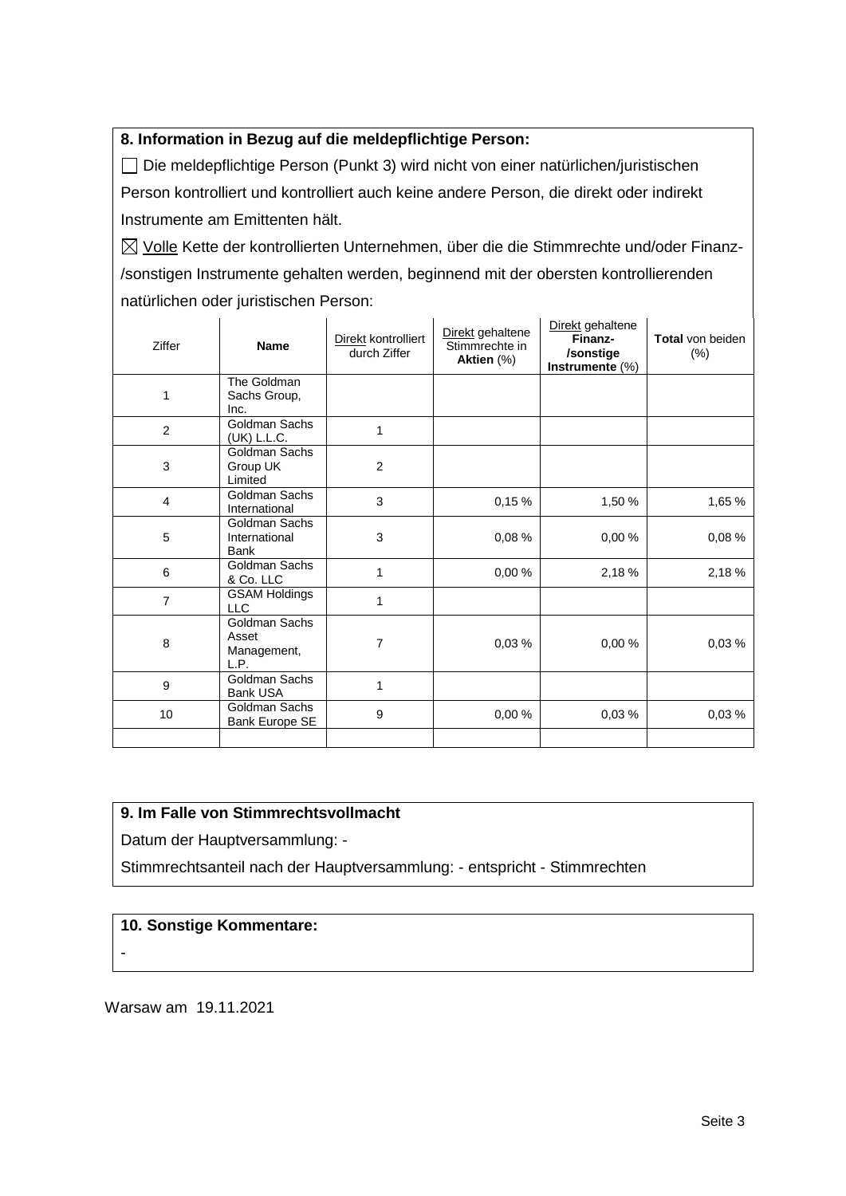**8. Information in Bezug auf die meldepflichtige Person:**

☐ Die meldepflichtige Person (Punkt 3) wird nicht von einer natürlichen/juristischen Person kontrolliert und kontrolliert auch keine andere Person, die direkt oder indirekt Instrumente am Emittenten hält.

☒ Volle Kette der kontrollierten Unternehmen, über die die Stimmrechte und/oder Finanz-/sonstigen Instrumente gehalten werden, beginnend mit der obersten kontrollierenden natürlichen oder juristischen Person:

| Ziffer | **Name** | Direkt kontrolliert durch Ziffer | Direkt gehaltene Stimmrechte in **Aktien** (%) | Direkt gehaltene **Finanz-/sonstige Instrumente** (%) | **Total** von beiden (%) |
|---|---|---|---|---|---|
| 1 | The Goldman Sachs Group, Inc. | | | | |
| 2 | Goldman Sachs (UK) L.L.C. | 1 | | | |
| 3 | Goldman Sachs Group UK Limited | 2 | | | |
| 4 | Goldman Sachs International | 3 | 0,15 % | 1,50 % | 1,65 % |
| 5 | Goldman Sachs International Bank | 3 | 0,08 % | 0,00 % | 0,08 % |
| 6 | Goldman Sachs & Co. LLC | 1 | 0,00 % | 2,18 % | 2,18 % |
| 7 | GSAM Holdings LLC | 1 | | | |
| 8 | Goldman Sachs Asset Management, L.P. | 7 | 0,03 % | 0,00 % | 0,03 % |
| 9 | Goldman Sachs Bank USA | 1 | | | |
| 10 | Goldman Sachs Bank Europe SE | 9 | 0,00 % | 0,03 % | 0,03 % |
| | | | | | |

**9. Im Falle von Stimmrechtsvollmacht**

Datum der Hauptversammlung: -

Stimmrechtsanteil nach der Hauptversammlung: - entspricht - Stimmrechten

**10. Sonstige Kommentare:**

-

Warsaw am 19.11.2021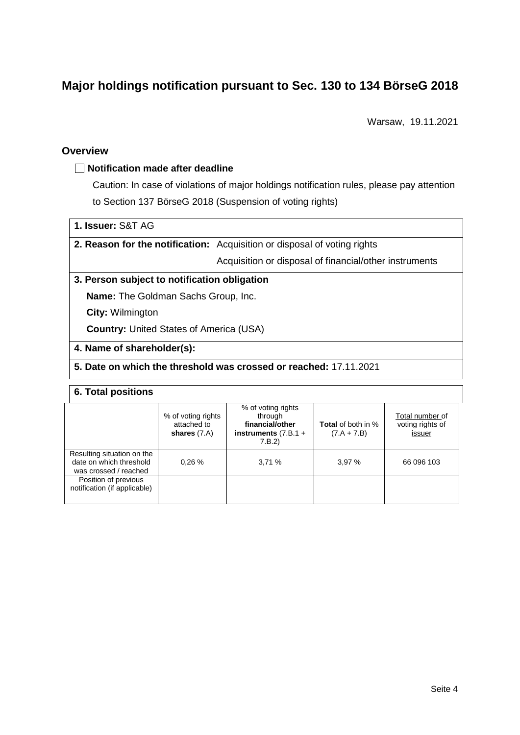# Major holdings notification pursuant to Sec. 130 to 134 BörseG 2018

Warsaw, 19.11.2021

## Overview

☐ **Notification made after deadline**

Caution: In case of violations of major holdings notification rules, please pay attention to Section 137 BörseG 2018 (Suspension of voting rights)

**1. Issuer:** S&T AG

**2. Reason for the notification:** Acquisition or disposal of voting rights
Acquisition or disposal of financial/other instruments

**3. Person subject to notification obligation**

**Name:** The Goldman Sachs Group, Inc.

**City:** Wilmington

**Country:** United States of America (USA)

**4. Name of shareholder(s):**

**5. Date on which the threshold was crossed or reached:** 17.11.2021

**6. Total positions**

| | % of voting rights attached to **shares** (7.A) | % of voting rights through **financial/other instruments** (7.B.1 + 7.B.2) | **Total** of both in % (7.A + 7.B) | Total number of voting rights of issuer |
|---|---|---|---|---|
| Resulting situation on the date on which threshold was crossed / reached | 0,26 % | 3,71 % | 3,97 % | 66 096 103 |
| Position of previous notification (if applicable) | | | | |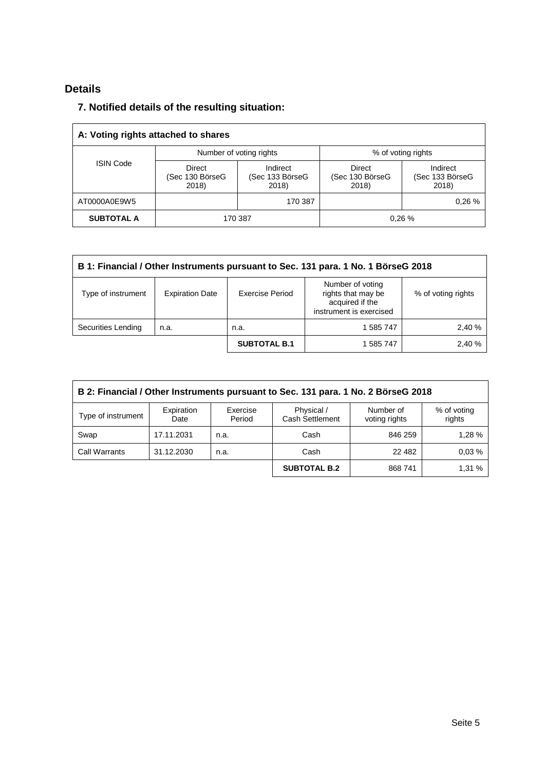## Details

### 7. Notified details of the resulting situation:

| A: Voting rights attached to shares | | | | |
|---|---|---|---|---|
| ISIN Code | Number of voting rights | | % of voting rights | |
| | Direct (Sec 130 BörseG 2018) | Indirect (Sec 133 BörseG 2018) | Direct (Sec 130 BörseG 2018) | Indirect (Sec 133 BörseG 2018) |
| AT0000A0E9W5 | | 170 387 | | 0,26 % |
| **SUBTOTAL A** | 170 387 | | 0,26 % | |

| B 1: Financial / Other Instruments pursuant to Sec. 131 para. 1 No. 1 BörseG 2018 | | | | |
|---|---|---|---|---|
| Type of instrument | Expiration Date | Exercise Period | Number of voting rights that may be acquired if the instrument is exercised | % of voting rights |
| Securities Lending | n.a. | n.a. | 1 585 747 | 2,40 % |
| | | **SUBTOTAL B.1** | 1 585 747 | 2,40 % |

| B 2: Financial / Other Instruments pursuant to Sec. 131 para. 1 No. 2 BörseG 2018 | | | | | |
|---|---|---|---|---|---|
| Type of instrument | Expiration Date | Exercise Period | Physical / Cash Settlement | Number of voting rights | % of voting rights |
| Swap | 17.11.2031 | n.a. | Cash | 846 259 | 1,28 % |
| Call Warrants | 31.12.2030 | n.a. | Cash | 22 482 | 0,03 % |
| | | | **SUBTOTAL B.2** | 868 741 | 1,31 % |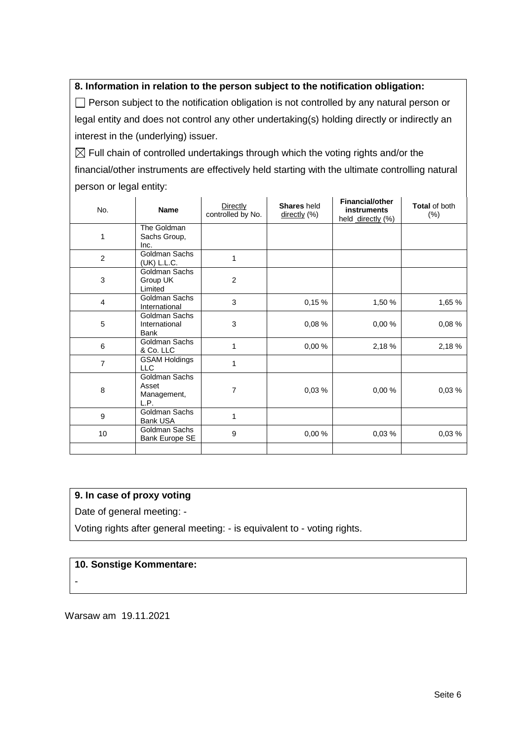**8. Information in relation to the person subject to the notification obligation:**

☐ Person subject to the notification obligation is not controlled by any natural person or legal entity and does not control any other undertaking(s) holding directly or indirectly an interest in the (underlying) issuer.

☒ Full chain of controlled undertakings through which the voting rights and/or the financial/other instruments are effectively held starting with the ultimate controlling natural person or legal entity:

| No. | **Name** | Directly controlled by No. | **Shares** held directly (%) | **Financial/other instruments** held directly (%) | **Total** of both (%) |
|---|---|---|---|---|---|
| 1 | The Goldman Sachs Group, Inc. | | | | |
| 2 | Goldman Sachs (UK) L.L.C. | 1 | | | |
| 3 | Goldman Sachs Group UK Limited | 2 | | | |
| 4 | Goldman Sachs International | 3 | 0,15 % | 1,50 % | 1,65 % |
| 5 | Goldman Sachs International Bank | 3 | 0,08 % | 0,00 % | 0,08 % |
| 6 | Goldman Sachs & Co. LLC | 1 | 0,00 % | 2,18 % | 2,18 % |
| 7 | GSAM Holdings LLC | 1 | | | |
| 8 | Goldman Sachs Asset Management, L.P. | 7 | 0,03 % | 0,00 % | 0,03 % |
| 9 | Goldman Sachs Bank USA | 1 | | | |
| 10 | Goldman Sachs Bank Europe SE | 9 | 0,00 % | 0,03 % | 0,03 % |
| | | | | | |

**9. In case of proxy voting**

Date of general meeting: -

Voting rights after general meeting: - is equivalent to - voting rights.

**10. Sonstige Kommentare:**

-

Warsaw am 19.11.2021